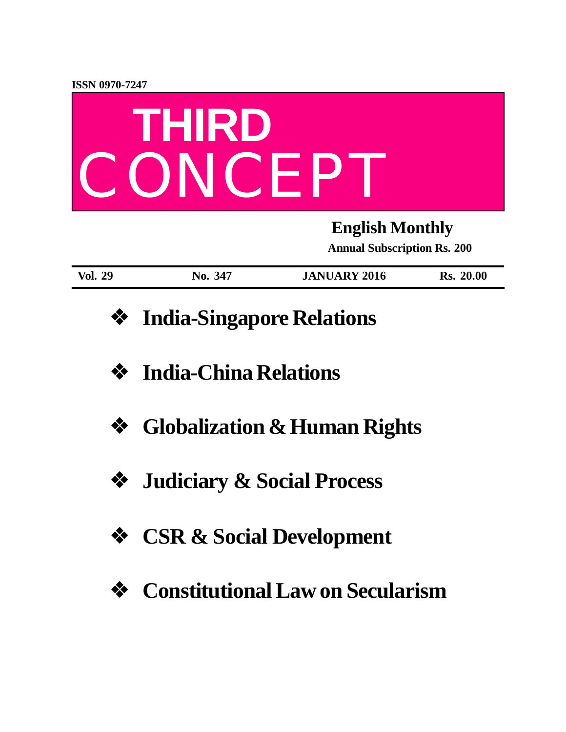ISSN 0970-7247

# THIRD CONCEPT

**English Monthly**

**Annual Subscription Rs. 200**

| Vol. 29 | No. 347 | JANUARY 2016 | Rs. 20.00 |
|---|---|---|---|

- **India-Singapore Relations**
- **India-China Relations**
- **Globalization & Human Rights**
- **Judiciary & Social Process**
- **CSR & Social Development**
- **Constitutional Law on Secularism**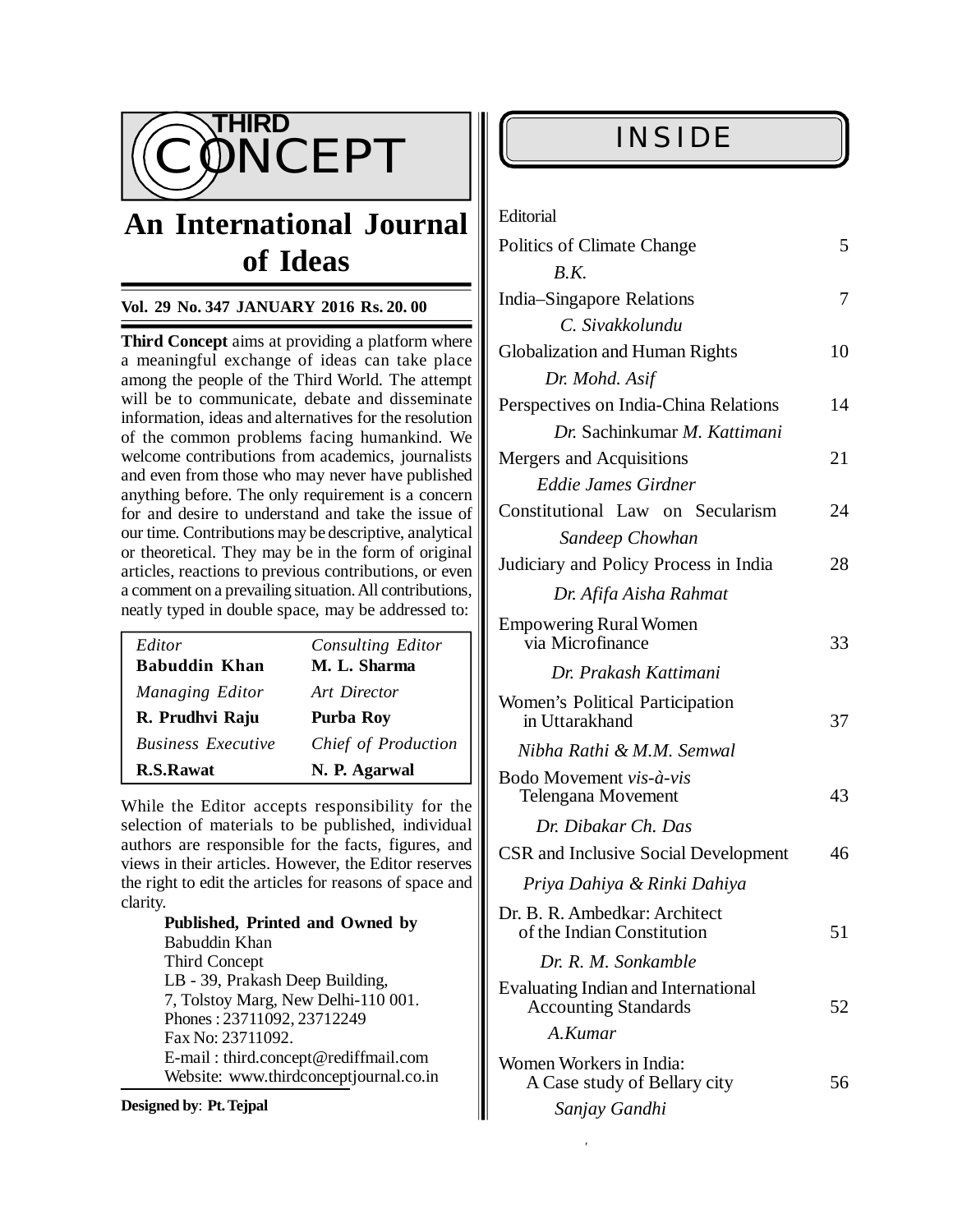# THIRD CONCEPT

## An International Journal of Ideas

**Vol. 29 No. 347 JANUARY 2016 Rs. 20. 00**

**Third Concept** aims at providing a platform where a meaningful exchange of ideas can take place among the people of the Third World. The attempt will be to communicate, debate and disseminate information, ideas and alternatives for the resolution of the common problems facing humankind. We welcome contributions from academics, journalists and even from those who may never have published anything before. The only requirement is a concern for and desire to understand and take the issue of our time. Contributions may be descriptive, analytical or theoretical. They may be in the form of original articles, reactions to previous contributions, or even a comment on a prevailing situation. All contributions, neatly typed in double space, may be addressed to:

| *Editor* | *Consulting Editor* |
|---|---|
| **Babuddin Khan** | **M. L. Sharma** |
| *Managing Editor* | *Art Director* |
| **R. Prudhvi Raju** | **Purba Roy** |
| *Business Executive* | *Chief of Production* |
| **R.S.Rawat** | **N. P. Agarwal** |

While the Editor accepts responsibility for the selection of materials to be published, individual authors are responsible for the facts, figures, and views in their articles. However, the Editor reserves the right to edit the articles for reasons of space and clarity.

**Published, Printed and Owned by**
Babuddin Khan
Third Concept
LB - 39, Prakash Deep Building,
7, Tolstoy Marg, New Delhi-110 001.
Phones : 23711092, 23712249
Fax No: 23711092.
E-mail : third.concept@rediffmail.com
Website: www.thirdconceptjournal.co.in

**Designed by**: **Pt. Tejpal**

## INSIDE

Editorial

| | |
|---|---|
| Politics of Climate Change<br>*B.K.* | 5 |
| India–Singapore Relations<br>*C. Sivakkolundu* | 7 |
| Globalization and Human Rights<br>*Dr. Mohd. Asif* | 10 |
| Perspectives on India-China Relations<br>*Dr.* Sachinkumar *M. Kattimani* | 14 |
| Mergers and Acquisitions<br>*Eddie James Girdner* | 21 |
| Constitutional Law on Secularism<br>*Sandeep Chowhan* | 24 |
| Judiciary and Policy Process in India<br>*Dr. Afifa Aisha Rahmat* | 28 |
| Empowering Rural Women via Microfinance<br>*Dr. Prakash Kattimani* | 33 |
| Women's Political Participation in Uttarakhand<br>*Nibha Rathi & M.M. Semwal* | 37 |
| Bodo Movement *vis-à-vis* Telengana Movement<br>*Dr. Dibakar Ch. Das* | 43 |
| CSR and Inclusive Social Development<br>*Priya Dahiya & Rinki Dahiya* | 46 |
| Dr. B. R. Ambedkar: Architect of the Indian Constitution<br>*Dr. R. M. Sonkamble* | 51 |
| Evaluating Indian and International Accounting Standards<br>*A.Kumar* | 52 |
| Women Workers in India: A Case study of Bellary city<br>*Sanjay Gandhi* | 56 |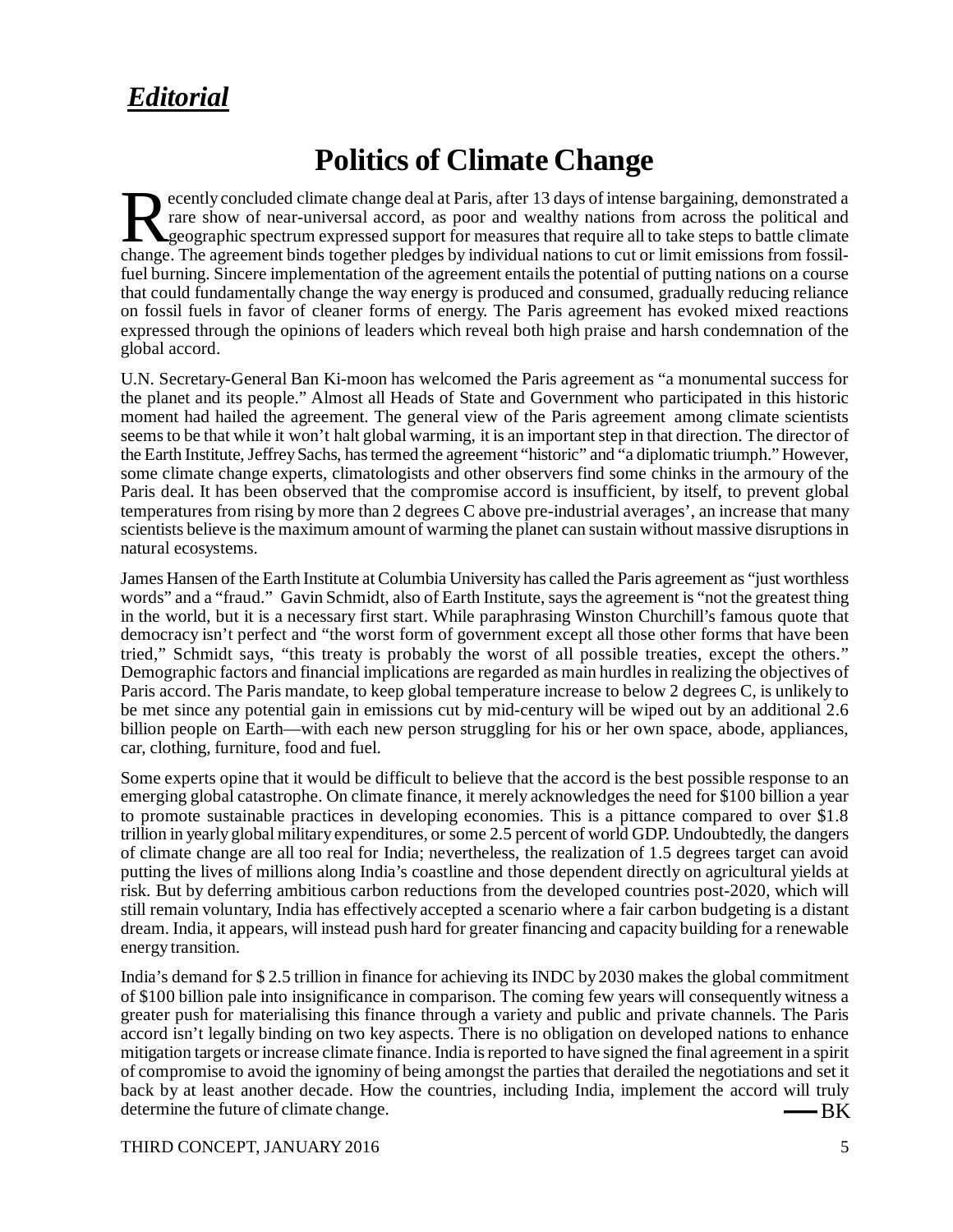## *Editorial*

# Politics of Climate Change

Recently concluded climate change deal at Paris, after 13 days of intense bargaining, demonstrated a rare show of near-universal accord, as poor and wealthy nations from across the political and geographic spectrum expressed support for measures that require all to take steps to battle climate change. The agreement binds together pledges by individual nations to cut or limit emissions from fossil-fuel burning. Sincere implementation of the agreement entails the potential of putting nations on a course that could fundamentally change the way energy is produced and consumed, gradually reducing reliance on fossil fuels in favor of cleaner forms of energy. The Paris agreement has evoked mixed reactions expressed through the opinions of leaders which reveal both high praise and harsh condemnation of the global accord.

U.N. Secretary-General Ban Ki-moon has welcomed the Paris agreement as "a monumental success for the planet and its people." Almost all Heads of State and Government who participated in this historic moment had hailed the agreement. The general view of the Paris agreement among climate scientists seems to be that while it won't halt global warming, it is an important step in that direction. The director of the Earth Institute, Jeffrey Sachs, has termed the agreement "historic" and "a diplomatic triumph." However, some climate change experts, climatologists and other observers find some chinks in the armoury of the Paris deal. It has been observed that the compromise accord is insufficient, by itself, to prevent global temperatures from rising by more than 2 degrees C above pre-industrial averages', an increase that many scientists believe is the maximum amount of warming the planet can sustain without massive disruptions in natural ecosystems.

James Hansen of the Earth Institute at Columbia University has called the Paris agreement as "just worthless words" and a "fraud." Gavin Schmidt, also of Earth Institute, says the agreement is "not the greatest thing in the world, but it is a necessary first start. While paraphrasing Winston Churchill's famous quote that democracy isn't perfect and "the worst form of government except all those other forms that have been tried," Schmidt says, "this treaty is probably the worst of all possible treaties, except the others." Demographic factors and financial implications are regarded as main hurdles in realizing the objectives of Paris accord. The Paris mandate, to keep global temperature increase to below 2 degrees C, is unlikely to be met since any potential gain in emissions cut by mid-century will be wiped out by an additional 2.6 billion people on Earth—with each new person struggling for his or her own space, abode, appliances, car, clothing, furniture, food and fuel.

Some experts opine that it would be difficult to believe that the accord is the best possible response to an emerging global catastrophe. On climate finance, it merely acknowledges the need for $100 billion a year to promote sustainable practices in developing economies. This is a pittance compared to over $1.8 trillion in yearly global military expenditures, or some 2.5 percent of world GDP. Undoubtedly, the dangers of climate change are all too real for India; nevertheless, the realization of 1.5 degrees target can avoid putting the lives of millions along India's coastline and those dependent directly on agricultural yields at risk. But by deferring ambitious carbon reductions from the developed countries post-2020, which will still remain voluntary, India has effectively accepted a scenario where a fair carbon budgeting is a distant dream. India, it appears, will instead push hard for greater financing and capacity building for a renewable energy transition.

India's demand for $ 2.5 trillion in finance for achieving its INDC by 2030 makes the global commitment of $100 billion pale into insignificance in comparison. The coming few years will consequently witness a greater push for materialising this finance through a variety and public and private channels. The Paris accord isn't legally binding on two key aspects. There is no obligation on developed nations to enhance mitigation targets or increase climate finance. India is reported to have signed the final agreement in a spirit of compromise to avoid the ignominy of being amongst the parties that derailed the negotiations and set it back by at least another decade. How the countries, including India, implement the accord will truly determine the future of climate change.

— BK